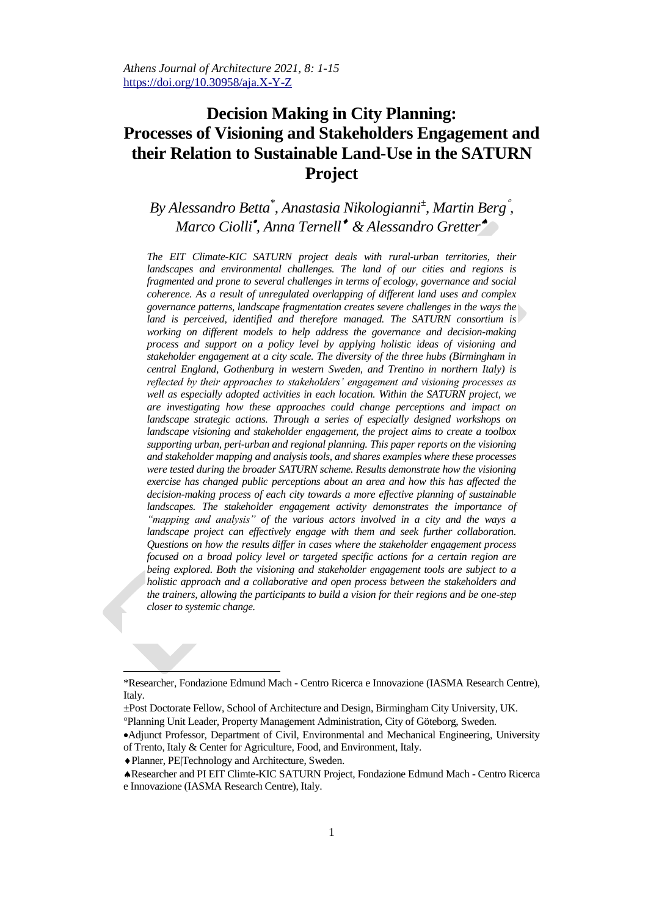# Decision Making in City Planning: Processes of Visioning and Stakeholders Engagement and their Relation to Sustainable Land-Use in the SATURN Project

*By Alessandro Betta[*], Anastasia Nikologianni[±], Martin Berg[°], Marco Ciolli[•], Anna Ternell[♦] & Alessandro Gretter[♠]*

*The EIT Climate-KIC SATURN project deals with rural-urban territories, their landscapes and environmental challenges. The land of our cities and regions is fragmented and prone to several challenges in terms of ecology, governance and social coherence. As a result of unregulated overlapping of different land uses and complex governance patterns, landscape fragmentation creates severe challenges in the ways the land is perceived, identified and therefore managed. The SATURN consortium is working on different models to help address the governance and decision-making process and support on a policy level by applying holistic ideas of visioning and stakeholder engagement at a city scale. The diversity of the three hubs (Birmingham in central England, Gothenburg in western Sweden, and Trentino in northern Italy) is reflected by their approaches to stakeholders' engagement and visioning processes as well as especially adopted activities in each location. Within the SATURN project, we are investigating how these approaches could change perceptions and impact on landscape strategic actions. Through a series of especially designed workshops on landscape visioning and stakeholder engagement, the project aims to create a toolbox supporting urban, peri-urban and regional planning. This paper reports on the visioning and stakeholder mapping and analysis tools, and shares examples where these processes were tested during the broader SATURN scheme. Results demonstrate how the visioning exercise has changed public perceptions about an area and how this has affected the decision-making process of each city towards a more effective planning of sustainable landscapes. The stakeholder engagement activity demonstrates the importance of "mapping and analysis" of the various actors involved in a city and the ways a landscape project can effectively engage with them and seek further collaboration. Questions on how the results differ in cases where the stakeholder engagement process focused on a broad policy level or targeted specific actions for a certain region are being explored. Both the visioning and stakeholder engagement tools are subject to a holistic approach and a collaborative and open process between the stakeholders and the trainers, allowing the participants to build a vision for their regions and be one-step closer to systemic change.*

---

[*] Researcher, Fondazione Edmund Mach - Centro Ricerca e Innovazione (IASMA Research Centre), Italy.

[±] Post Doctorate Fellow, School of Architecture and Design, Birmingham City University, UK.

[°] Planning Unit Leader, Property Management Administration, City of Göteborg, Sweden.

[•] Adjunct Professor, Department of Civil, Environmental and Mechanical Engineering, University of Trento, Italy & Center for Agriculture, Food, and Environment, Italy.

[♦] Planner, PE|Technology and Architecture, Sweden.

[♠] Researcher and PI EIT Climte-KIC SATURN Project, Fondazione Edmund Mach - Centro Ricerca e Innovazione (IASMA Research Centre), Italy.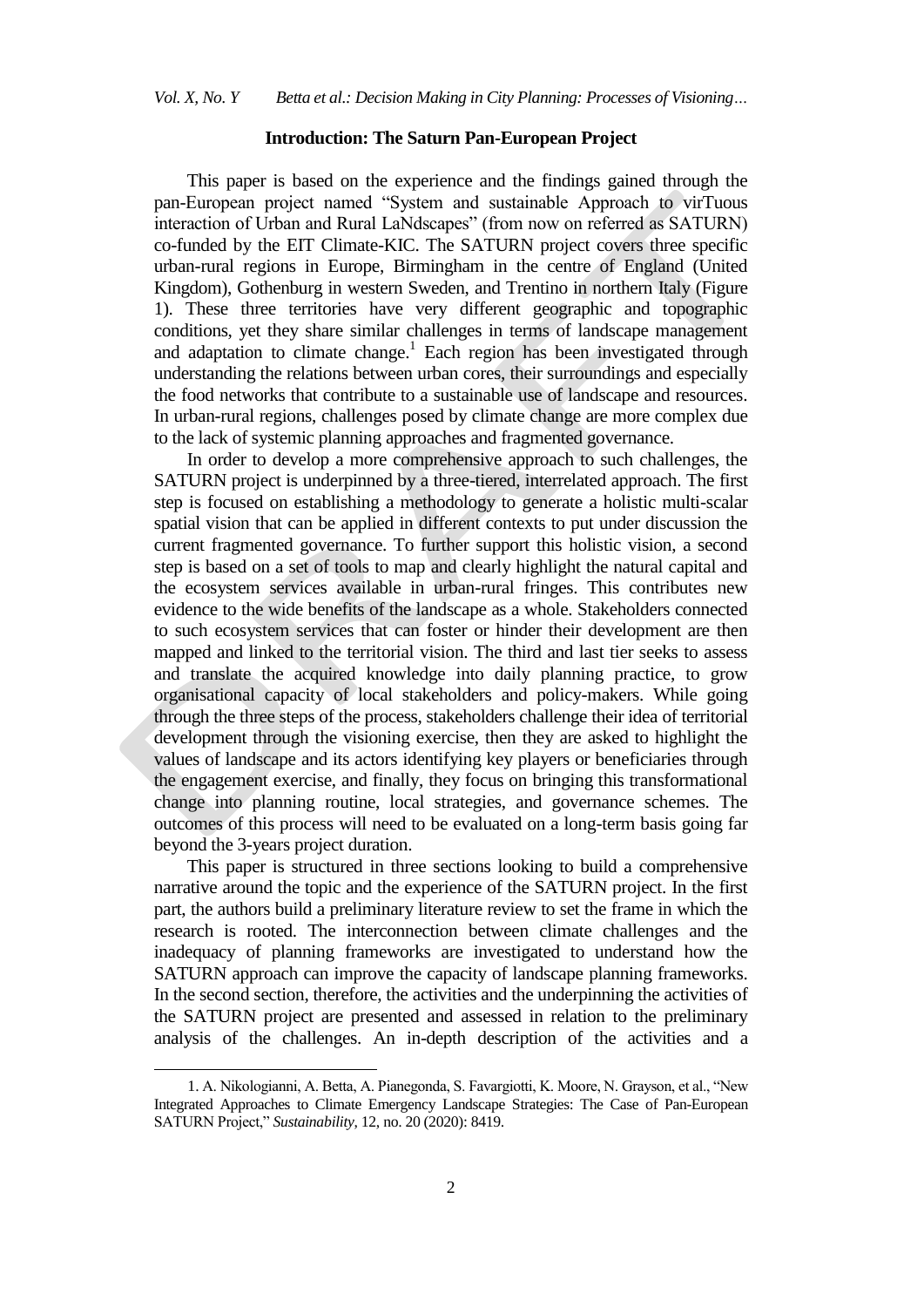## Introduction: The Saturn Pan-European Project

This paper is based on the experience and the findings gained through the pan-European project named "System and sustainable Approach to virTuous interaction of Urban and Rural LaNdscapes" (from now on referred as SATURN) co-funded by the EIT Climate-KIC. The SATURN project covers three specific urban-rural regions in Europe, Birmingham in the centre of England (United Kingdom), Gothenburg in western Sweden, and Trentino in northern Italy (Figure 1). These three territories have very different geographic and topographic conditions, yet they share similar challenges in terms of landscape management and adaptation to climate change.[1] Each region has been investigated through understanding the relations between urban cores, their surroundings and especially the food networks that contribute to a sustainable use of landscape and resources. In urban-rural regions, challenges posed by climate change are more complex due to the lack of systemic planning approaches and fragmented governance.

In order to develop a more comprehensive approach to such challenges, the SATURN project is underpinned by a three-tiered, interrelated approach. The first step is focused on establishing a methodology to generate a holistic multi-scalar spatial vision that can be applied in different contexts to put under discussion the current fragmented governance. To further support this holistic vision, a second step is based on a set of tools to map and clearly highlight the natural capital and the ecosystem services available in urban-rural fringes. This contributes new evidence to the wide benefits of the landscape as a whole. Stakeholders connected to such ecosystem services that can foster or hinder their development are then mapped and linked to the territorial vision. The third and last tier seeks to assess and translate the acquired knowledge into daily planning practice, to grow organisational capacity of local stakeholders and policy-makers. While going through the three steps of the process, stakeholders challenge their idea of territorial development through the visioning exercise, then they are asked to highlight the values of landscape and its actors identifying key players or beneficiaries through the engagement exercise, and finally, they focus on bringing this transformational change into planning routine, local strategies, and governance schemes. The outcomes of this process will need to be evaluated on a long-term basis going far beyond the 3-years project duration.

This paper is structured in three sections looking to build a comprehensive narrative around the topic and the experience of the SATURN project. In the first part, the authors build a preliminary literature review to set the frame in which the research is rooted. The interconnection between climate challenges and the inadequacy of planning frameworks are investigated to understand how the SATURN approach can improve the capacity of landscape planning frameworks. In the second section, therefore, the activities and the underpinning the activities of the SATURN project are presented and assessed in relation to the preliminary analysis of the challenges. An in-depth description of the activities and a

1. A. Nikologianni, A. Betta, A. Pianegonda, S. Favargiotti, K. Moore, N. Grayson, et al., "New Integrated Approaches to Climate Emergency Landscape Strategies: The Case of Pan-European SATURN Project," *Sustainability*, 12, no. 20 (2020): 8419.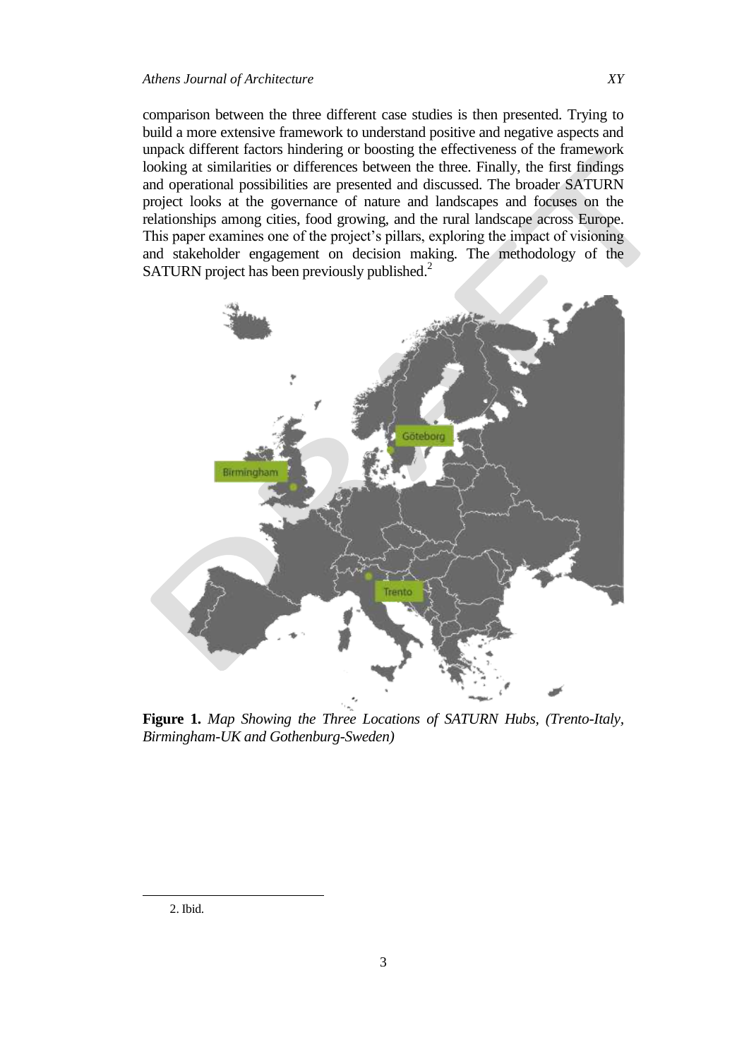comparison between the three different case studies is then presented. Trying to build a more extensive framework to understand positive and negative aspects and unpack different factors hindering or boosting the effectiveness of the framework looking at similarities or differences between the three. Finally, the first findings and operational possibilities are presented and discussed. The broader SATURN project looks at the governance of nature and landscapes and focuses on the relationships among cities, food growing, and the rural landscape across Europe. This paper examines one of the project's pillars, exploring the impact of visioning and stakeholder engagement on decision making. The methodology of the SATURN project has been previously published.[2]

Göteborg

Birmingham

Trento

**Figure 1.** *Map Showing the Three Locations of SATURN Hubs, (Trento-Italy, Birmingham-UK and Gothenburg-Sweden)*

2. Ibid.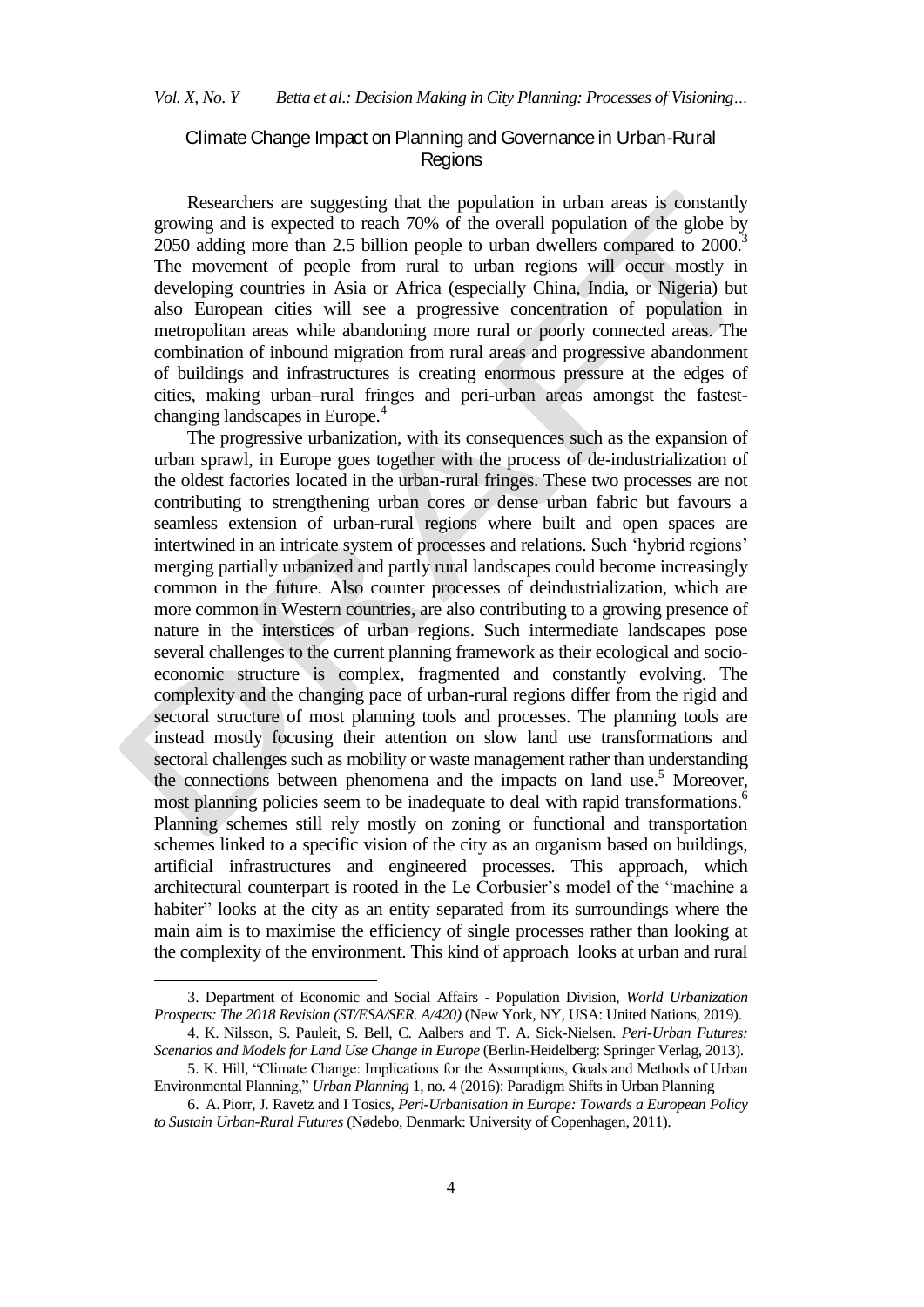## Climate Change Impact on Planning and Governance in Urban-Rural Regions

Researchers are suggesting that the population in urban areas is constantly growing and is expected to reach 70% of the overall population of the globe by 2050 adding more than 2.5 billion people to urban dwellers compared to 2000.[3] The movement of people from rural to urban regions will occur mostly in developing countries in Asia or Africa (especially China, India, or Nigeria) but also European cities will see a progressive concentration of population in metropolitan areas while abandoning more rural or poorly connected areas. The combination of inbound migration from rural areas and progressive abandonment of buildings and infrastructures is creating enormous pressure at the edges of cities, making urban–rural fringes and peri-urban areas amongst the fastest-changing landscapes in Europe.[4]

The progressive urbanization, with its consequences such as the expansion of urban sprawl, in Europe goes together with the process of de-industrialization of the oldest factories located in the urban-rural fringes. These two processes are not contributing to strengthening urban cores or dense urban fabric but favours a seamless extension of urban-rural regions where built and open spaces are intertwined in an intricate system of processes and relations. Such 'hybrid regions' merging partially urbanized and partly rural landscapes could become increasingly common in the future. Also counter processes of deindustrialization, which are more common in Western countries, are also contributing to a growing presence of nature in the interstices of urban regions. Such intermediate landscapes pose several challenges to the current planning framework as their ecological and socio-economic structure is complex, fragmented and constantly evolving. The complexity and the changing pace of urban-rural regions differ from the rigid and sectoral structure of most planning tools and processes. The planning tools are instead mostly focusing their attention on slow land use transformations and sectoral challenges such as mobility or waste management rather than understanding the connections between phenomena and the impacts on land use.[5] Moreover, most planning policies seem to be inadequate to deal with rapid transformations.[6] Planning schemes still rely mostly on zoning or functional and transportation schemes linked to a specific vision of the city as an organism based on buildings, artificial infrastructures and engineered processes. This approach, which architectural counterpart is rooted in the Le Corbusier's model of the "machine a habiter" looks at the city as an entity separated from its surroundings where the main aim is to maximise the efficiency of single processes rather than looking at the complexity of the environment. This kind of approach looks at urban and rural

---

3. Department of Economic and Social Affairs - Population Division, *World Urbanization Prospects: The 2018 Revision (ST/ESA/SER. A/420)* (New York, NY, USA: United Nations, 2019).

4. K. Nilsson, S. Pauleit, S. Bell, C. Aalbers and T. A. Sick-Nielsen. *Peri-Urban Futures: Scenarios and Models for Land Use Change in Europe* (Berlin-Heidelberg: Springer Verlag, 2013).

5. K. Hill, "Climate Change: Implications for the Assumptions, Goals and Methods of Urban Environmental Planning," *Urban Planning* 1, no. 4 (2016): Paradigm Shifts in Urban Planning

6. A. Piorr, J. Ravetz and I Tosics, *Peri-Urbanisation in Europe: Towards a European Policy to Sustain Urban-Rural Futures* (Nødebo, Denmark: University of Copenhagen, 2011).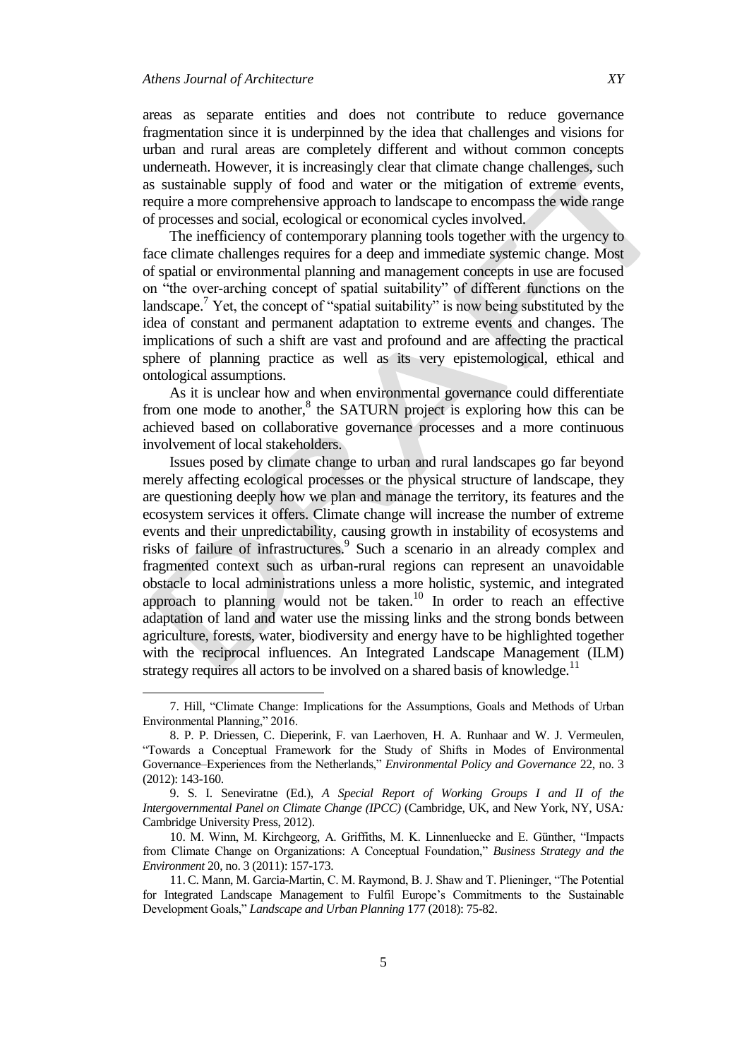areas as separate entities and does not contribute to reduce governance fragmentation since it is underpinned by the idea that challenges and visions for urban and rural areas are completely different and without common concepts underneath. However, it is increasingly clear that climate change challenges, such as sustainable supply of food and water or the mitigation of extreme events, require a more comprehensive approach to landscape to encompass the wide range of processes and social, ecological or economical cycles involved.

The inefficiency of contemporary planning tools together with the urgency to face climate challenges requires for a deep and immediate systemic change. Most of spatial or environmental planning and management concepts in use are focused on "the over-arching concept of spatial suitability" of different functions on the landscape.[7] Yet, the concept of "spatial suitability" is now being substituted by the idea of constant and permanent adaptation to extreme events and changes. The implications of such a shift are vast and profound and are affecting the practical sphere of planning practice as well as its very epistemological, ethical and ontological assumptions.

As it is unclear how and when environmental governance could differentiate from one mode to another,[8] the SATURN project is exploring how this can be achieved based on collaborative governance processes and a more continuous involvement of local stakeholders.

Issues posed by climate change to urban and rural landscapes go far beyond merely affecting ecological processes or the physical structure of landscape, they are questioning deeply how we plan and manage the territory, its features and the ecosystem services it offers. Climate change will increase the number of extreme events and their unpredictability, causing growth in instability of ecosystems and risks of failure of infrastructures.[9] Such a scenario in an already complex and fragmented context such as urban-rural regions can represent an unavoidable obstacle to local administrations unless a more holistic, systemic, and integrated approach to planning would not be taken.[10] In order to reach an effective adaptation of land and water use the missing links and the strong bonds between agriculture, forests, water, biodiversity and energy have to be highlighted together with the reciprocal influences. An Integrated Landscape Management (ILM) strategy requires all actors to be involved on a shared basis of knowledge.[11]

---

7. Hill, "Climate Change: Implications for the Assumptions, Goals and Methods of Urban Environmental Planning," 2016.

8. P. P. Driessen, C. Dieperink, F. van Laerhoven, H. A. Runhaar and W. J. Vermeulen, "Towards a Conceptual Framework for the Study of Shifts in Modes of Environmental Governance–Experiences from the Netherlands," *Environmental Policy and Governance* 22, no. 3 (2012): 143-160.

9. S. I. Seneviratne (Ed.), *A Special Report of Working Groups I and II of the Intergovernmental Panel on Climate Change (IPCC)* (Cambridge, UK, and New York, NY, USA: Cambridge University Press, 2012).

10. M. Winn, M. Kirchgeorg, A. Griffiths, M. K. Linnenluecke and E. Günther, "Impacts from Climate Change on Organizations: A Conceptual Foundation," *Business Strategy and the Environment* 20, no. 3 (2011): 157-173.

11. C. Mann, M. Garcia-Martin, C. M. Raymond, B. J. Shaw and T. Plieninger, "The Potential for Integrated Landscape Management to Fulfil Europe's Commitments to the Sustainable Development Goals," *Landscape and Urban Planning* 177 (2018): 75-82.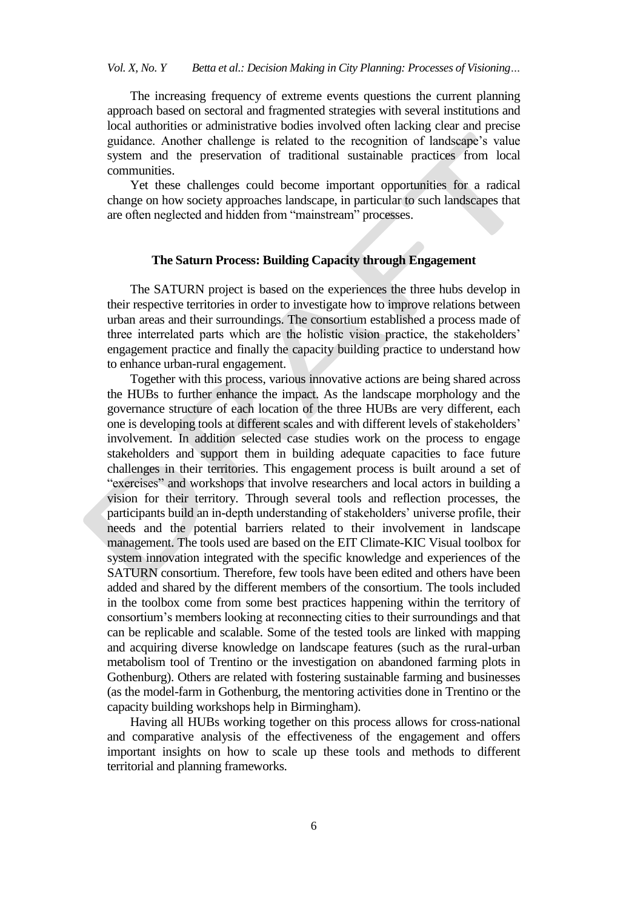The increasing frequency of extreme events questions the current planning approach based on sectoral and fragmented strategies with several institutions and local authorities or administrative bodies involved often lacking clear and precise guidance. Another challenge is related to the recognition of landscape's value system and the preservation of traditional sustainable practices from local communities.

Yet these challenges could become important opportunities for a radical change on how society approaches landscape, in particular to such landscapes that are often neglected and hidden from "mainstream" processes.

## The Saturn Process: Building Capacity through Engagement

The SATURN project is based on the experiences the three hubs develop in their respective territories in order to investigate how to improve relations between urban areas and their surroundings. The consortium established a process made of three interrelated parts which are the holistic vision practice, the stakeholders' engagement practice and finally the capacity building practice to understand how to enhance urban-rural engagement.

Together with this process, various innovative actions are being shared across the HUBs to further enhance the impact. As the landscape morphology and the governance structure of each location of the three HUBs are very different, each one is developing tools at different scales and with different levels of stakeholders' involvement. In addition selected case studies work on the process to engage stakeholders and support them in building adequate capacities to face future challenges in their territories. This engagement process is built around a set of "exercises" and workshops that involve researchers and local actors in building a vision for their territory. Through several tools and reflection processes, the participants build an in-depth understanding of stakeholders' universe profile, their needs and the potential barriers related to their involvement in landscape management. The tools used are based on the EIT Climate-KIC Visual toolbox for system innovation integrated with the specific knowledge and experiences of the SATURN consortium. Therefore, few tools have been edited and others have been added and shared by the different members of the consortium. The tools included in the toolbox come from some best practices happening within the territory of consortium's members looking at reconnecting cities to their surroundings and that can be replicable and scalable. Some of the tested tools are linked with mapping and acquiring diverse knowledge on landscape features (such as the rural-urban metabolism tool of Trentino or the investigation on abandoned farming plots in Gothenburg). Others are related with fostering sustainable farming and businesses (as the model-farm in Gothenburg, the mentoring activities done in Trentino or the capacity building workshops help in Birmingham).

Having all HUBs working together on this process allows for cross-national and comparative analysis of the effectiveness of the engagement and offers important insights on how to scale up these tools and methods to different territorial and planning frameworks.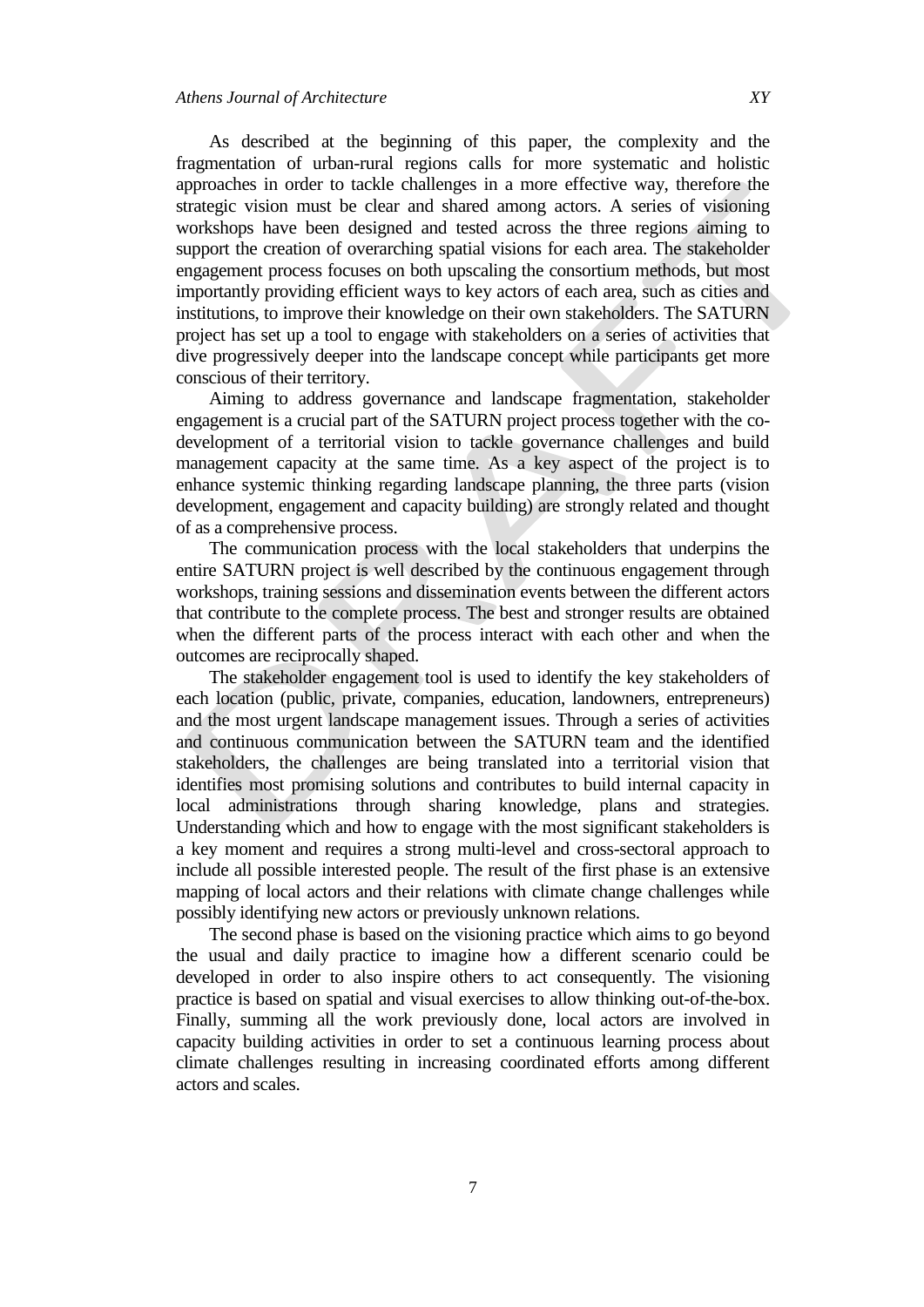As described at the beginning of this paper, the complexity and the fragmentation of urban-rural regions calls for more systematic and holistic approaches in order to tackle challenges in a more effective way, therefore the strategic vision must be clear and shared among actors. A series of visioning workshops have been designed and tested across the three regions aiming to support the creation of overarching spatial visions for each area. The stakeholder engagement process focuses on both upscaling the consortium methods, but most importantly providing efficient ways to key actors of each area, such as cities and institutions, to improve their knowledge on their own stakeholders. The SATURN project has set up a tool to engage with stakeholders on a series of activities that dive progressively deeper into the landscape concept while participants get more conscious of their territory.

Aiming to address governance and landscape fragmentation, stakeholder engagement is a crucial part of the SATURN project process together with the co-development of a territorial vision to tackle governance challenges and build management capacity at the same time. As a key aspect of the project is to enhance systemic thinking regarding landscape planning, the three parts (vision development, engagement and capacity building) are strongly related and thought of as a comprehensive process.

The communication process with the local stakeholders that underpins the entire SATURN project is well described by the continuous engagement through workshops, training sessions and dissemination events between the different actors that contribute to the complete process. The best and stronger results are obtained when the different parts of the process interact with each other and when the outcomes are reciprocally shaped.

The stakeholder engagement tool is used to identify the key stakeholders of each location (public, private, companies, education, landowners, entrepreneurs) and the most urgent landscape management issues. Through a series of activities and continuous communication between the SATURN team and the identified stakeholders, the challenges are being translated into a territorial vision that identifies most promising solutions and contributes to build internal capacity in local administrations through sharing knowledge, plans and strategies. Understanding which and how to engage with the most significant stakeholders is a key moment and requires a strong multi-level and cross-sectoral approach to include all possible interested people. The result of the first phase is an extensive mapping of local actors and their relations with climate change challenges while possibly identifying new actors or previously unknown relations.

The second phase is based on the visioning practice which aims to go beyond the usual and daily practice to imagine how a different scenario could be developed in order to also inspire others to act consequently. The visioning practice is based on spatial and visual exercises to allow thinking out-of-the-box. Finally, summing all the work previously done, local actors are involved in capacity building activities in order to set a continuous learning process about climate challenges resulting in increasing coordinated efforts among different actors and scales.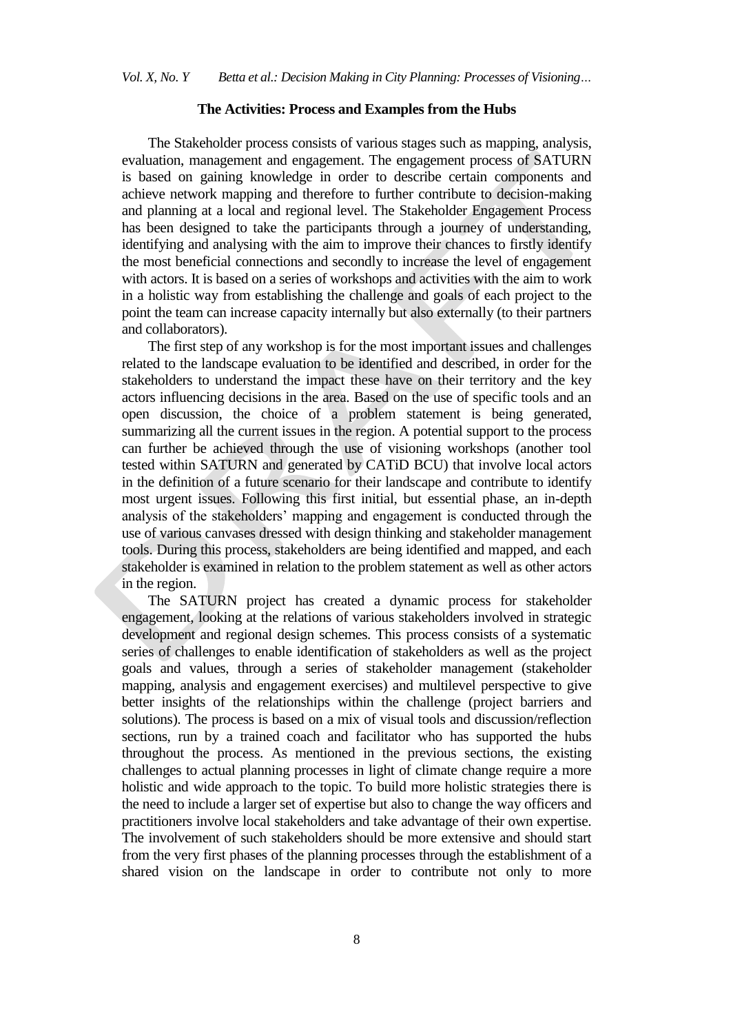### The Activities: Process and Examples from the Hubs

The Stakeholder process consists of various stages such as mapping, analysis, evaluation, management and engagement. The engagement process of SATURN is based on gaining knowledge in order to describe certain components and achieve network mapping and therefore to further contribute to decision-making and planning at a local and regional level. The Stakeholder Engagement Process has been designed to take the participants through a journey of understanding, identifying and analysing with the aim to improve their chances to firstly identify the most beneficial connections and secondly to increase the level of engagement with actors. It is based on a series of workshops and activities with the aim to work in a holistic way from establishing the challenge and goals of each project to the point the team can increase capacity internally but also externally (to their partners and collaborators).

The first step of any workshop is for the most important issues and challenges related to the landscape evaluation to be identified and described, in order for the stakeholders to understand the impact these have on their territory and the key actors influencing decisions in the area. Based on the use of specific tools and an open discussion, the choice of a problem statement is being generated, summarizing all the current issues in the region. A potential support to the process can further be achieved through the use of visioning workshops (another tool tested within SATURN and generated by CATiD BCU) that involve local actors in the definition of a future scenario for their landscape and contribute to identify most urgent issues. Following this first initial, but essential phase, an in-depth analysis of the stakeholders' mapping and engagement is conducted through the use of various canvases dressed with design thinking and stakeholder management tools. During this process, stakeholders are being identified and mapped, and each stakeholder is examined in relation to the problem statement as well as other actors in the region.

The SATURN project has created a dynamic process for stakeholder engagement, looking at the relations of various stakeholders involved in strategic development and regional design schemes. This process consists of a systematic series of challenges to enable identification of stakeholders as well as the project goals and values, through a series of stakeholder management (stakeholder mapping, analysis and engagement exercises) and multilevel perspective to give better insights of the relationships within the challenge (project barriers and solutions). The process is based on a mix of visual tools and discussion/reflection sections, run by a trained coach and facilitator who has supported the hubs throughout the process. As mentioned in the previous sections, the existing challenges to actual planning processes in light of climate change require a more holistic and wide approach to the topic. To build more holistic strategies there is the need to include a larger set of expertise but also to change the way officers and practitioners involve local stakeholders and take advantage of their own expertise. The involvement of such stakeholders should be more extensive and should start from the very first phases of the planning processes through the establishment of a shared vision on the landscape in order to contribute not only to more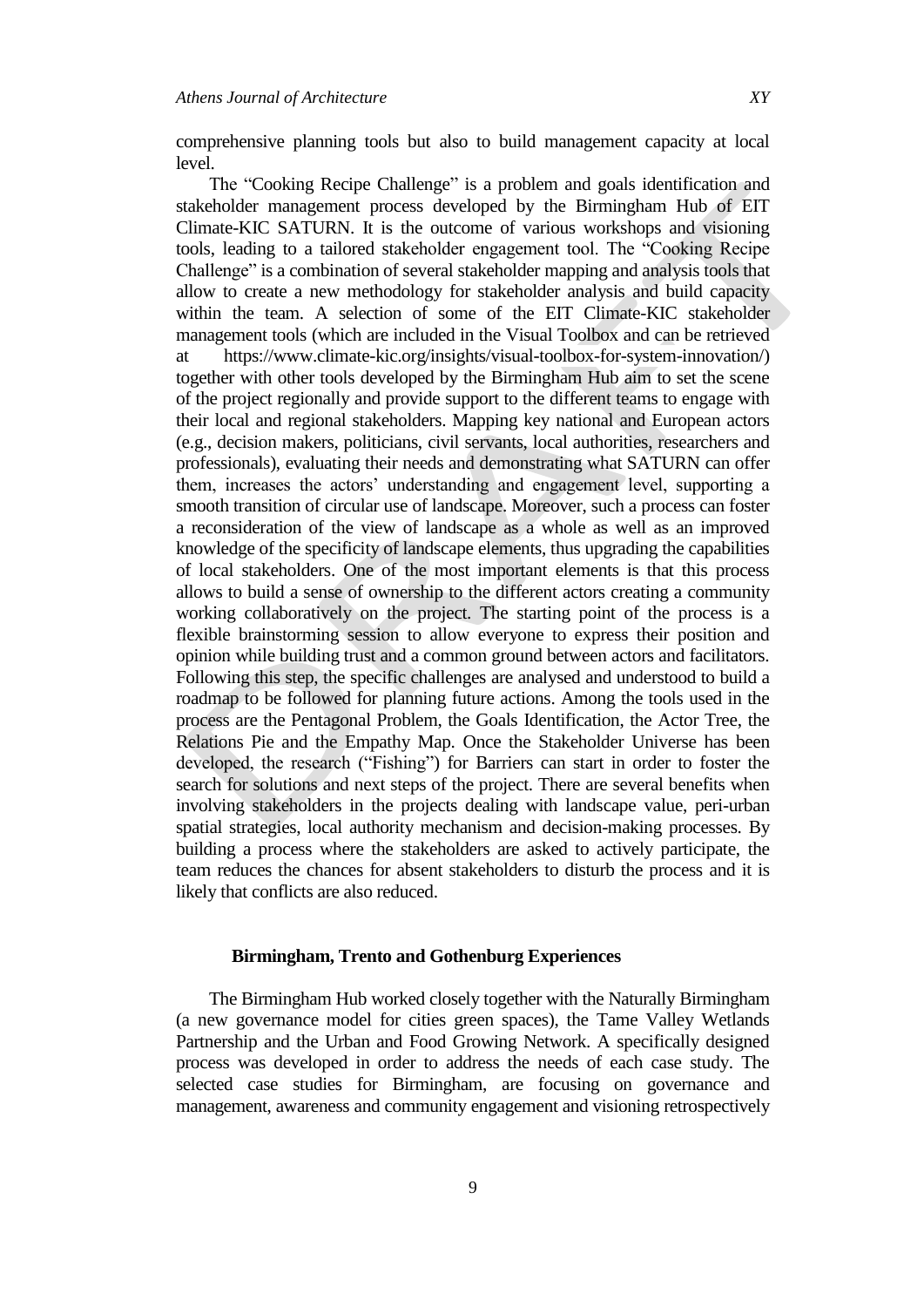comprehensive planning tools but also to build management capacity at local level.

The "Cooking Recipe Challenge" is a problem and goals identification and stakeholder management process developed by the Birmingham Hub of EIT Climate-KIC SATURN. It is the outcome of various workshops and visioning tools, leading to a tailored stakeholder engagement tool. The "Cooking Recipe Challenge" is a combination of several stakeholder mapping and analysis tools that allow to create a new methodology for stakeholder analysis and build capacity within the team. A selection of some of the EIT Climate-KIC stakeholder management tools (which are included in the Visual Toolbox and can be retrieved at https://www.climate-kic.org/insights/visual-toolbox-for-system-innovation/) together with other tools developed by the Birmingham Hub aim to set the scene of the project regionally and provide support to the different teams to engage with their local and regional stakeholders. Mapping key national and European actors (e.g., decision makers, politicians, civil servants, local authorities, researchers and professionals), evaluating their needs and demonstrating what SATURN can offer them, increases the actors' understanding and engagement level, supporting a smooth transition of circular use of landscape. Moreover, such a process can foster a reconsideration of the view of landscape as a whole as well as an improved knowledge of the specificity of landscape elements, thus upgrading the capabilities of local stakeholders. One of the most important elements is that this process allows to build a sense of ownership to the different actors creating a community working collaboratively on the project. The starting point of the process is a flexible brainstorming session to allow everyone to express their position and opinion while building trust and a common ground between actors and facilitators. Following this step, the specific challenges are analysed and understood to build a roadmap to be followed for planning future actions. Among the tools used in the process are the Pentagonal Problem, the Goals Identification, the Actor Tree, the Relations Pie and the Empathy Map. Once the Stakeholder Universe has been developed, the research ("Fishing") for Barriers can start in order to foster the search for solutions and next steps of the project. There are several benefits when involving stakeholders in the projects dealing with landscape value, peri-urban spatial strategies, local authority mechanism and decision-making processes. By building a process where the stakeholders are asked to actively participate, the team reduces the chances for absent stakeholders to disturb the process and it is likely that conflicts are also reduced.

## Birmingham, Trento and Gothenburg Experiences

The Birmingham Hub worked closely together with the Naturally Birmingham (a new governance model for cities green spaces), the Tame Valley Wetlands Partnership and the Urban and Food Growing Network. A specifically designed process was developed in order to address the needs of each case study. The selected case studies for Birmingham, are focusing on governance and management, awareness and community engagement and visioning retrospectively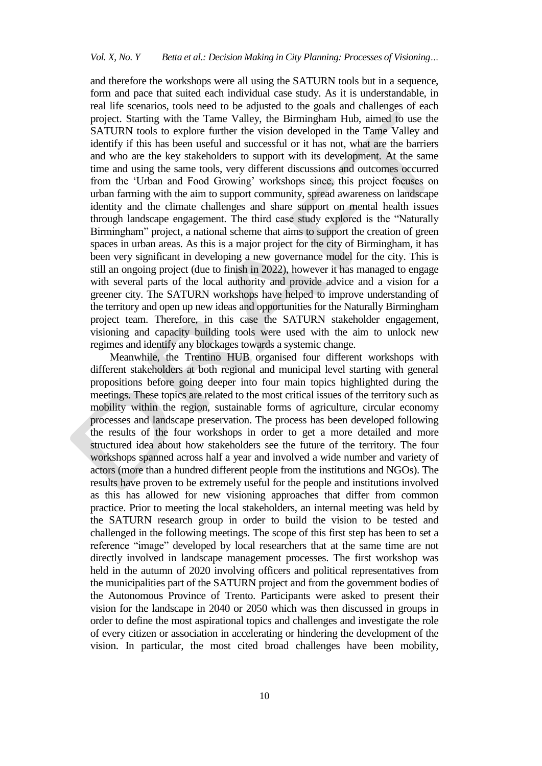and therefore the workshops were all using the SATURN tools but in a sequence, form and pace that suited each individual case study. As it is understandable, in real life scenarios, tools need to be adjusted to the goals and challenges of each project. Starting with the Tame Valley, the Birmingham Hub, aimed to use the SATURN tools to explore further the vision developed in the Tame Valley and identify if this has been useful and successful or it has not, what are the barriers and who are the key stakeholders to support with its development. At the same time and using the same tools, very different discussions and outcomes occurred from the 'Urban and Food Growing' workshops since, this project focuses on urban farming with the aim to support community, spread awareness on landscape identity and the climate challenges and share support on mental health issues through landscape engagement. The third case study explored is the "Naturally Birmingham" project, a national scheme that aims to support the creation of green spaces in urban areas. As this is a major project for the city of Birmingham, it has been very significant in developing a new governance model for the city. This is still an ongoing project (due to finish in 2022), however it has managed to engage with several parts of the local authority and provide advice and a vision for a greener city. The SATURN workshops have helped to improve understanding of the territory and open up new ideas and opportunities for the Naturally Birmingham project team. Therefore, in this case the SATURN stakeholder engagement, visioning and capacity building tools were used with the aim to unlock new regimes and identify any blockages towards a systemic change.

Meanwhile, the Trentino HUB organised four different workshops with different stakeholders at both regional and municipal level starting with general propositions before going deeper into four main topics highlighted during the meetings. These topics are related to the most critical issues of the territory such as mobility within the region, sustainable forms of agriculture, circular economy processes and landscape preservation. The process has been developed following the results of the four workshops in order to get a more detailed and more structured idea about how stakeholders see the future of the territory. The four workshops spanned across half a year and involved a wide number and variety of actors (more than a hundred different people from the institutions and NGOs). The results have proven to be extremely useful for the people and institutions involved as this has allowed for new visioning approaches that differ from common practice. Prior to meeting the local stakeholders, an internal meeting was held by the SATURN research group in order to build the vision to be tested and challenged in the following meetings. The scope of this first step has been to set a reference "image" developed by local researchers that at the same time are not directly involved in landscape management processes. The first workshop was held in the autumn of 2020 involving officers and political representatives from the municipalities part of the SATURN project and from the government bodies of the Autonomous Province of Trento. Participants were asked to present their vision for the landscape in 2040 or 2050 which was then discussed in groups in order to define the most aspirational topics and challenges and investigate the role of every citizen or association in accelerating or hindering the development of the vision. In particular, the most cited broad challenges have been mobility,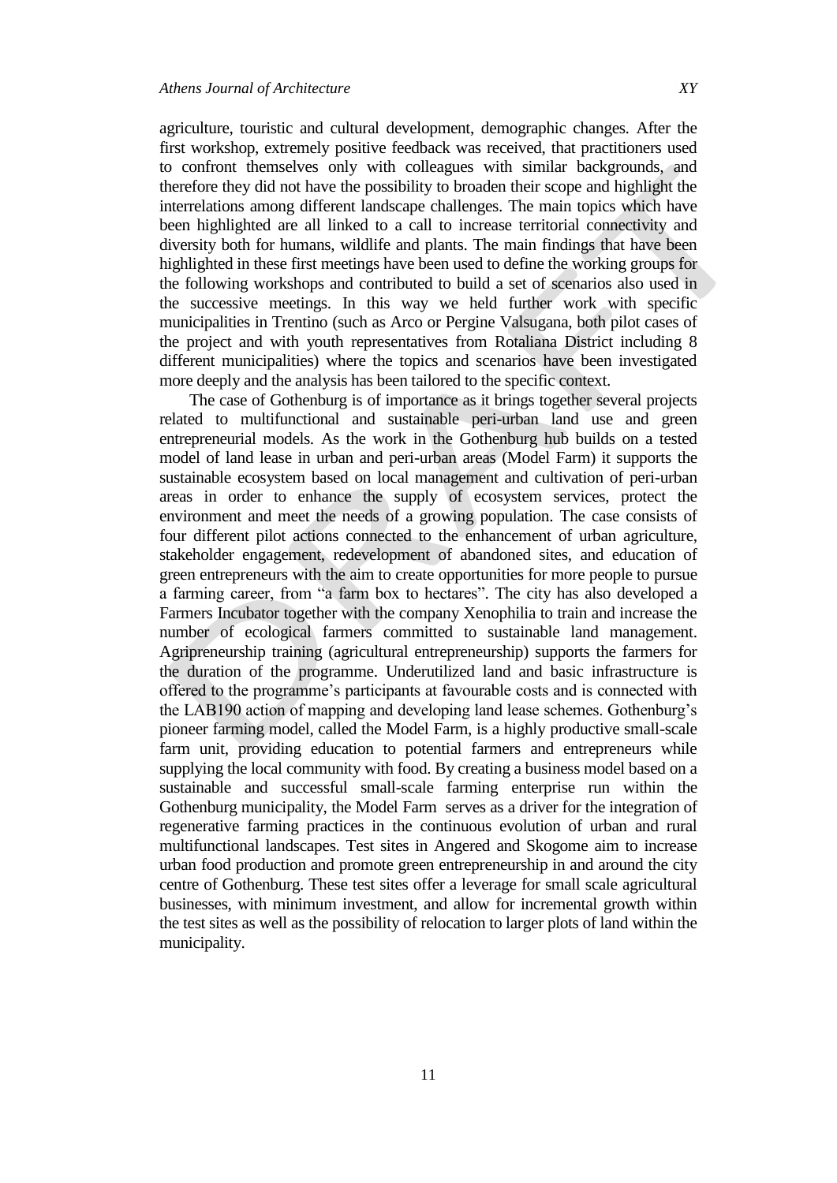agriculture, touristic and cultural development, demographic changes. After the first workshop, extremely positive feedback was received, that practitioners used to confront themselves only with colleagues with similar backgrounds, and therefore they did not have the possibility to broaden their scope and highlight the interrelations among different landscape challenges. The main topics which have been highlighted are all linked to a call to increase territorial connectivity and diversity both for humans, wildlife and plants. The main findings that have been highlighted in these first meetings have been used to define the working groups for the following workshops and contributed to build a set of scenarios also used in the successive meetings. In this way we held further work with specific municipalities in Trentino (such as Arco or Pergine Valsugana, both pilot cases of the project and with youth representatives from Rotaliana District including 8 different municipalities) where the topics and scenarios have been investigated more deeply and the analysis has been tailored to the specific context.

The case of Gothenburg is of importance as it brings together several projects related to multifunctional and sustainable peri-urban land use and green entrepreneurial models. As the work in the Gothenburg hub builds on a tested model of land lease in urban and peri-urban areas (Model Farm) it supports the sustainable ecosystem based on local management and cultivation of peri-urban areas in order to enhance the supply of ecosystem services, protect the environment and meet the needs of a growing population. The case consists of four different pilot actions connected to the enhancement of urban agriculture, stakeholder engagement, redevelopment of abandoned sites, and education of green entrepreneurs with the aim to create opportunities for more people to pursue a farming career, from "a farm box to hectares". The city has also developed a Farmers Incubator together with the company Xenophilia to train and increase the number of ecological farmers committed to sustainable land management. Agripreneurship training (agricultural entrepreneurship) supports the farmers for the duration of the programme. Underutilized land and basic infrastructure is offered to the programme's participants at favourable costs and is connected with the LAB190 action of mapping and developing land lease schemes. Gothenburg's pioneer farming model, called the Model Farm, is a highly productive small-scale farm unit, providing education to potential farmers and entrepreneurs while supplying the local community with food. By creating a business model based on a sustainable and successful small-scale farming enterprise run within the Gothenburg municipality, the Model Farm serves as a driver for the integration of regenerative farming practices in the continuous evolution of urban and rural multifunctional landscapes. Test sites in Angered and Skogome aim to increase urban food production and promote green entrepreneurship in and around the city centre of Gothenburg. These test sites offer a leverage for small scale agricultural businesses, with minimum investment, and allow for incremental growth within the test sites as well as the possibility of relocation to larger plots of land within the municipality.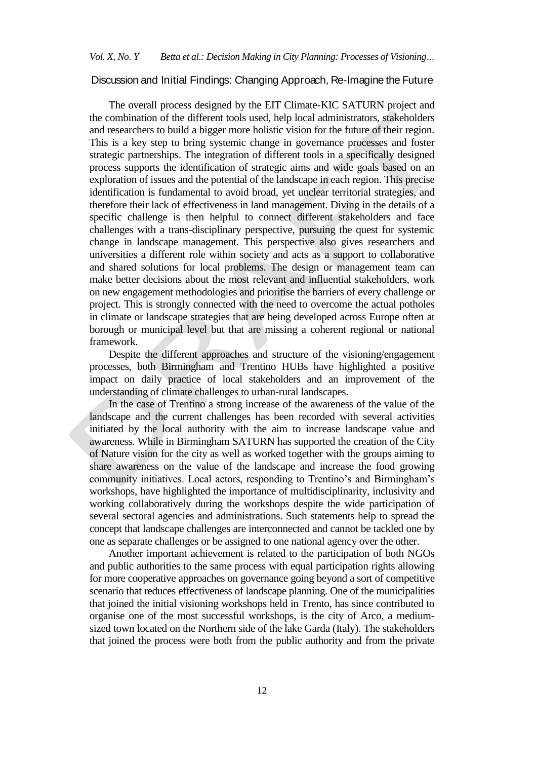## Discussion and Initial Findings: Changing Approach, Re-Imagine the Future

The overall process designed by the EIT Climate-KIC SATURN project and the combination of the different tools used, help local administrators, stakeholders and researchers to build a bigger more holistic vision for the future of their region. This is a key step to bring systemic change in governance processes and foster strategic partnerships. The integration of different tools in a specifically designed process supports the identification of strategic aims and wide goals based on an exploration of issues and the potential of the landscape in each region. This precise identification is fundamental to avoid broad, yet unclear territorial strategies, and therefore their lack of effectiveness in land management. Diving in the details of a specific challenge is then helpful to connect different stakeholders and face challenges with a trans-disciplinary perspective, pursuing the quest for systemic change in landscape management. This perspective also gives researchers and universities a different role within society and acts as a support to collaborative and shared solutions for local problems. The design or management team can make better decisions about the most relevant and influential stakeholders, work on new engagement methodologies and prioritise the barriers of every challenge or project. This is strongly connected with the need to overcome the actual potholes in climate or landscape strategies that are being developed across Europe often at borough or municipal level but that are missing a coherent regional or national framework.

Despite the different approaches and structure of the visioning/engagement processes, both Birmingham and Trentino HUBs have highlighted a positive impact on daily practice of local stakeholders and an improvement of the understanding of climate challenges to urban-rural landscapes.

In the case of Trentino a strong increase of the awareness of the value of the landscape and the current challenges has been recorded with several activities initiated by the local authority with the aim to increase landscape value and awareness. While in Birmingham SATURN has supported the creation of the City of Nature vision for the city as well as worked together with the groups aiming to share awareness on the value of the landscape and increase the food growing community initiatives. Local actors, responding to Trentino's and Birmingham's workshops, have highlighted the importance of multidisciplinarity, inclusivity and working collaboratively during the workshops despite the wide participation of several sectoral agencies and administrations. Such statements help to spread the concept that landscape challenges are interconnected and cannot be tackled one by one as separate challenges or be assigned to one national agency over the other.

Another important achievement is related to the participation of both NGOs and public authorities to the same process with equal participation rights allowing for more cooperative approaches on governance going beyond a sort of competitive scenario that reduces effectiveness of landscape planning. One of the municipalities that joined the initial visioning workshops held in Trento, has since contributed to organise one of the most successful workshops, is the city of Arco, a medium-sized town located on the Northern side of the lake Garda (Italy). The stakeholders that joined the process were both from the public authority and from the private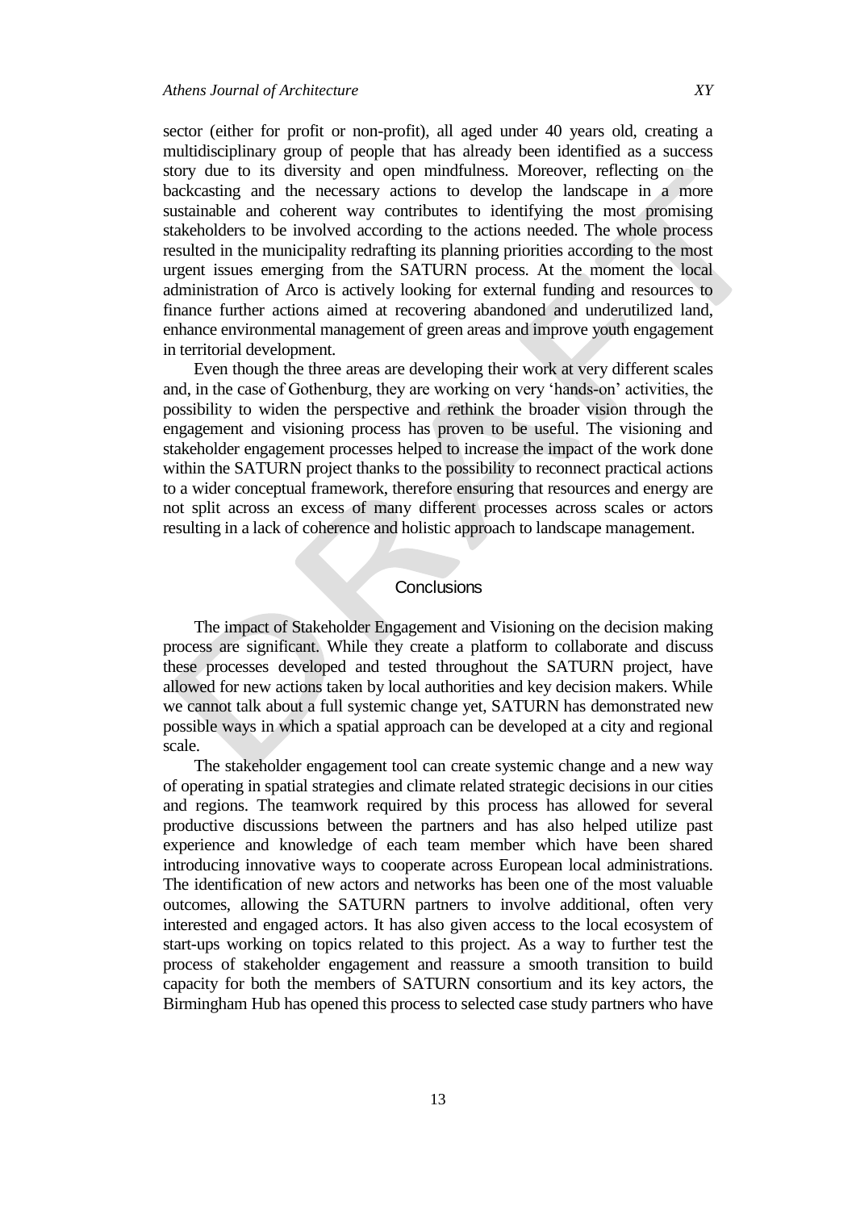sector (either for profit or non-profit), all aged under 40 years old, creating a multidisciplinary group of people that has already been identified as a success story due to its diversity and open mindfulness. Moreover, reflecting on the backcasting and the necessary actions to develop the landscape in a more sustainable and coherent way contributes to identifying the most promising stakeholders to be involved according to the actions needed. The whole process resulted in the municipality redrafting its planning priorities according to the most urgent issues emerging from the SATURN process. At the moment the local administration of Arco is actively looking for external funding and resources to finance further actions aimed at recovering abandoned and underutilized land, enhance environmental management of green areas and improve youth engagement in territorial development.

Even though the three areas are developing their work at very different scales and, in the case of Gothenburg, they are working on very 'hands-on' activities, the possibility to widen the perspective and rethink the broader vision through the engagement and visioning process has proven to be useful. The visioning and stakeholder engagement processes helped to increase the impact of the work done within the SATURN project thanks to the possibility to reconnect practical actions to a wider conceptual framework, therefore ensuring that resources and energy are not split across an excess of many different processes across scales or actors resulting in a lack of coherence and holistic approach to landscape management.

## Conclusions

The impact of Stakeholder Engagement and Visioning on the decision making process are significant. While they create a platform to collaborate and discuss these processes developed and tested throughout the SATURN project, have allowed for new actions taken by local authorities and key decision makers. While we cannot talk about a full systemic change yet, SATURN has demonstrated new possible ways in which a spatial approach can be developed at a city and regional scale.

The stakeholder engagement tool can create systemic change and a new way of operating in spatial strategies and climate related strategic decisions in our cities and regions. The teamwork required by this process has allowed for several productive discussions between the partners and has also helped utilize past experience and knowledge of each team member which have been shared introducing innovative ways to cooperate across European local administrations. The identification of new actors and networks has been one of the most valuable outcomes, allowing the SATURN partners to involve additional, often very interested and engaged actors. It has also given access to the local ecosystem of start-ups working on topics related to this project. As a way to further test the process of stakeholder engagement and reassure a smooth transition to build capacity for both the members of SATURN consortium and its key actors, the Birmingham Hub has opened this process to selected case study partners who have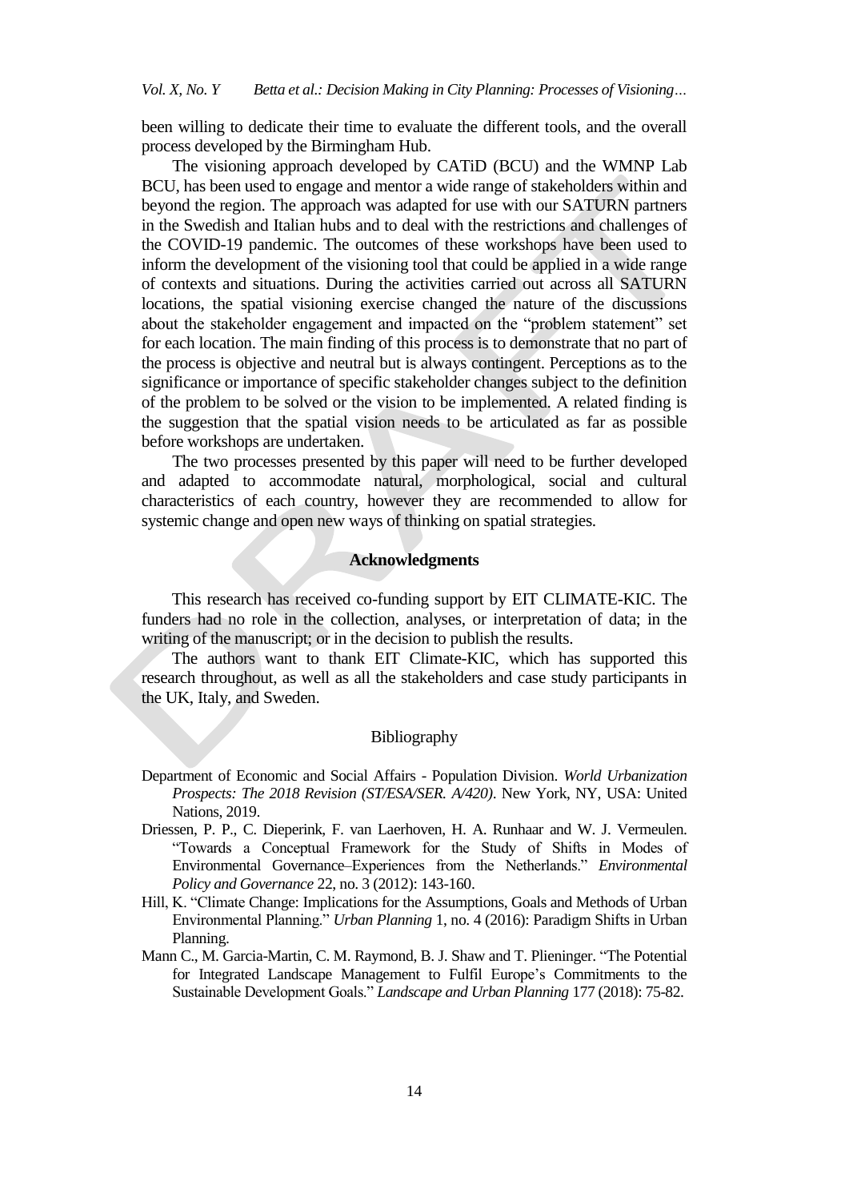been willing to dedicate their time to evaluate the different tools, and the overall process developed by the Birmingham Hub.

The visioning approach developed by CATiD (BCU) and the WMNP Lab BCU, has been used to engage and mentor a wide range of stakeholders within and beyond the region. The approach was adapted for use with our SATURN partners in the Swedish and Italian hubs and to deal with the restrictions and challenges of the COVID-19 pandemic. The outcomes of these workshops have been used to inform the development of the visioning tool that could be applied in a wide range of contexts and situations. During the activities carried out across all SATURN locations, the spatial visioning exercise changed the nature of the discussions about the stakeholder engagement and impacted on the "problem statement" set for each location. The main finding of this process is to demonstrate that no part of the process is objective and neutral but is always contingent. Perceptions as to the significance or importance of specific stakeholder changes subject to the definition of the problem to be solved or the vision to be implemented. A related finding is the suggestion that the spatial vision needs to be articulated as far as possible before workshops are undertaken.

The two processes presented by this paper will need to be further developed and adapted to accommodate natural, morphological, social and cultural characteristics of each country, however they are recommended to allow for systemic change and open new ways of thinking on spatial strategies.

## Acknowledgments

This research has received co-funding support by EIT CLIMATE-KIC. The funders had no role in the collection, analyses, or interpretation of data; in the writing of the manuscript; or in the decision to publish the results.

The authors want to thank EIT Climate-KIC, which has supported this research throughout, as well as all the stakeholders and case study participants in the UK, Italy, and Sweden.

## Bibliography

Department of Economic and Social Affairs - Population Division. *World Urbanization Prospects: The 2018 Revision (ST/ESA/SER. A/420)*. New York, NY, USA: United Nations, 2019.

Driessen, P. P., C. Dieperink, F. van Laerhoven, H. A. Runhaar and W. J. Vermeulen. "Towards a Conceptual Framework for the Study of Shifts in Modes of Environmental Governance–Experiences from the Netherlands." *Environmental Policy and Governance* 22, no. 3 (2012): 143-160.

Hill, K. "Climate Change: Implications for the Assumptions, Goals and Methods of Urban Environmental Planning." *Urban Planning* 1, no. 4 (2016): Paradigm Shifts in Urban Planning.

Mann C., M. Garcia-Martin, C. M. Raymond, B. J. Shaw and T. Plieninger. "The Potential for Integrated Landscape Management to Fulfil Europe's Commitments to the Sustainable Development Goals." *Landscape and Urban Planning* 177 (2018): 75-82.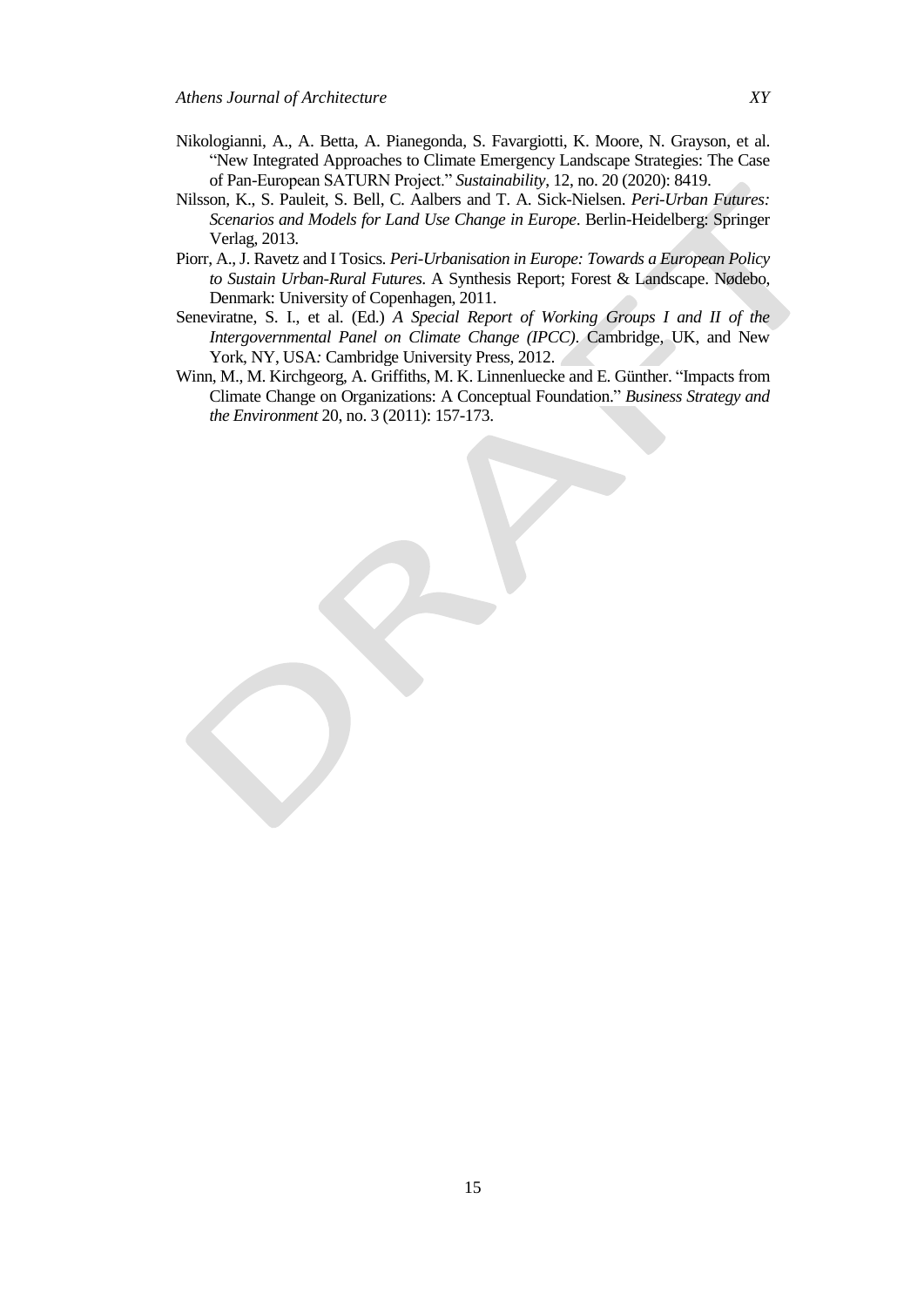Nikologianni, A., A. Betta, A. Pianegonda, S. Favargiotti, K. Moore, N. Grayson, et al. "New Integrated Approaches to Climate Emergency Landscape Strategies: The Case of Pan-European SATURN Project." *Sustainability*, 12, no. 20 (2020): 8419.

Nilsson, K., S. Pauleit, S. Bell, C. Aalbers and T. A. Sick-Nielsen. *Peri-Urban Futures: Scenarios and Models for Land Use Change in Europe*. Berlin-Heidelberg: Springer Verlag, 2013.

Piorr, A., J. Ravetz and I Tosics. *Peri-Urbanisation in Europe: Towards a European Policy to Sustain Urban-Rural Futures*. A Synthesis Report; Forest & Landscape. Nødebo, Denmark: University of Copenhagen, 2011.

Seneviratne, S. I., et al. (Ed.) *A Special Report of Working Groups I and II of the Intergovernmental Panel on Climate Change (IPCC)*. Cambridge, UK, and New York, NY, USA: Cambridge University Press, 2012.

Winn, M., M. Kirchgeorg, A. Griffiths, M. K. Linnenluecke and E. Günther. "Impacts from Climate Change on Organizations: A Conceptual Foundation." *Business Strategy and the Environment* 20, no. 3 (2011): 157-173.